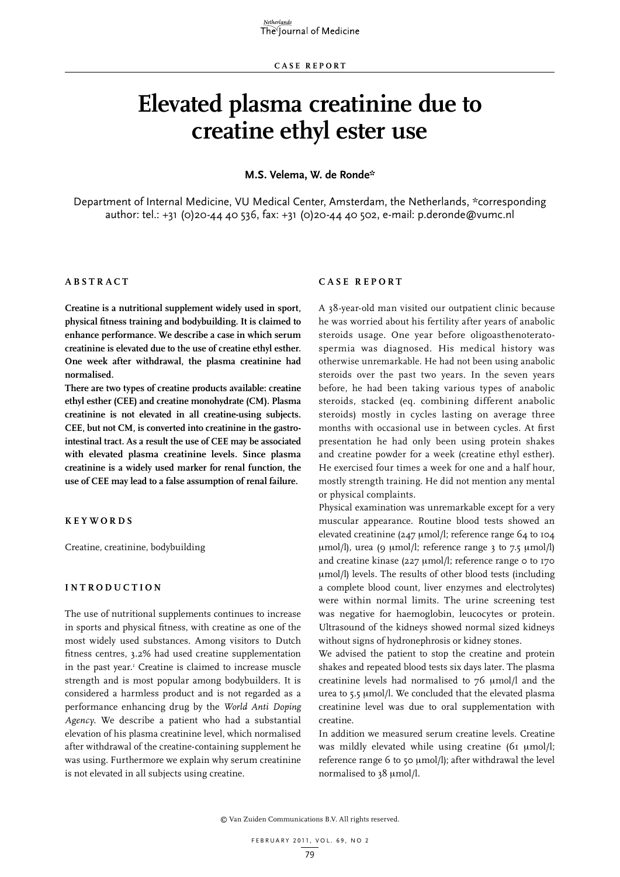CASE REPORT

# Elevated plasma creatinine due to creatine ethyl ester use

**M.S. Velema, W. de Ronde***

Department of Internal Medicine, VU Medical Center, Amsterdam, the Netherlands, *corresponding author: tel.: +31 (0)20-44 40 536, fax: +31 (0)20-44 40 502, e-mail: p.deronde@vumc.nl

## ABSTRACT

**Creatine is a nutritional supplement widely used in sport, physical fitness training and bodybuilding. It is claimed to enhance performance. We describe a case in which serum creatinine is elevated due to the use of creatine ethyl esther. One week after withdrawal, the plasma creatinine had normalised.**

**There are two types of creatine products available: creatine ethyl esther (CEE) and creatine monohydrate (CM). Plasma creatinine is not elevated in all creatine-using subjects. CEE, but not CM, is converted into creatinine in the gastro-intestinal tract. As a result the use of CEE may be associated with elevated plasma creatinine levels. Since plasma creatinine is a widely used marker for renal function, the use of CEE may lead to a false assumption of renal failure.**

## KEYWORDS

Creatine, creatinine, bodybuilding

## INTRODUCTION

The use of nutritional supplements continues to increase in sports and physical fitness, with creatine as one of the most widely used substances. Among visitors to Dutch fitness centres, 3.2% had used creatine supplementation in the past year.[1] Creatine is claimed to increase muscle strength and is most popular among bodybuilders. It is considered a harmless product and is not regarded as a performance enhancing drug by the *World Anti Doping Agency*. We describe a patient who had a substantial elevation of his plasma creatinine level, which normalised after withdrawal of the creatine-containing supplement he was using. Furthermore we explain why serum creatinine is not elevated in all subjects using creatine.

## CASE REPORT

A 38-year-old man visited our outpatient clinic because he was worried about his fertility after years of anabolic steroids usage. One year before oligoasthenoteratospermia was diagnosed. His medical history was otherwise unremarkable. He had not been using anabolic steroids over the past two years. In the seven years before, he had been taking various types of anabolic steroids, stacked (eq. combining different anabolic steroids) mostly in cycles lasting on average three months with occasional use in between cycles. At first presentation he had only been using protein shakes and creatine powder for a week (creatine ethyl esther). He exercised four times a week for one and a half hour, mostly strength training. He did not mention any mental or physical complaints.

Physical examination was unremarkable except for a very muscular appearance. Routine blood tests showed an elevated creatinine (247 μmol/l; reference range 64 to 104 μmol/l), urea (9 μmol/l; reference range 3 to 7.5 μmol/l) and creatine kinase (227 μmol/l; reference range 0 to 170 μmol/l) levels. The results of other blood tests (including a complete blood count, liver enzymes and electrolytes) were within normal limits. The urine screening test was negative for haemoglobin, leucocytes or protein. Ultrasound of the kidneys showed normal sized kidneys without signs of hydronephrosis or kidney stones.

We advised the patient to stop the creatine and protein shakes and repeated blood tests six days later. The plasma creatinine levels had normalised to 76 μmol/l and the urea to 5.5 μmol/l. We concluded that the elevated plasma creatinine level was due to oral supplementation with creatine.

In addition we measured serum creatine levels. Creatine was mildly elevated while using creatine (61 μmol/l; reference range 6 to 50 μmol/l); after withdrawal the level normalised to 38 μmol/l.

© Van Zuiden Communications B.V. All rights reserved.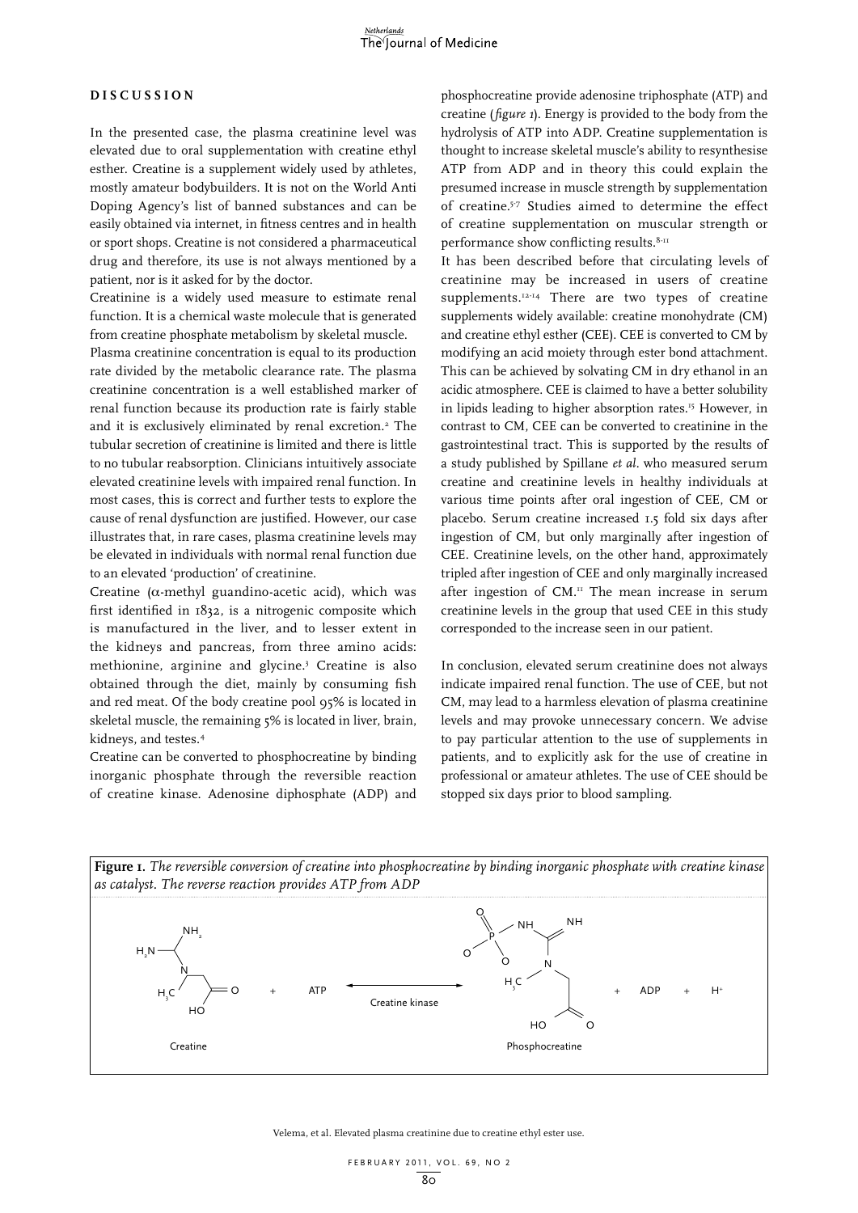## DISCUSSION

In the presented case, the plasma creatinine level was elevated due to oral supplementation with creatine ethyl esther. Creatine is a supplement widely used by athletes, mostly amateur bodybuilders. It is not on the World Anti Doping Agency's list of banned substances and can be easily obtained via internet, in fitness centres and in health or sport shops. Creatine is not considered a pharmaceutical drug and therefore, its use is not always mentioned by a patient, nor is it asked for by the doctor.

Creatinine is a widely used measure to estimate renal function. It is a chemical waste molecule that is generated from creatine phosphate metabolism by skeletal muscle.

Plasma creatinine concentration is equal to its production rate divided by the metabolic clearance rate. The plasma creatinine concentration is a well established marker of renal function because its production rate is fairly stable and it is exclusively eliminated by renal excretion.[2] The tubular secretion of creatinine is limited and there is little to no tubular reabsorption. Clinicians intuitively associate elevated creatinine levels with impaired renal function. In most cases, this is correct and further tests to explore the cause of renal dysfunction are justified. However, our case illustrates that, in rare cases, plasma creatinine levels may be elevated in individuals with normal renal function due to an elevated 'production' of creatinine.

Creatine ($\alpha$-methyl guandino-acetic acid), which was first identified in 1832, is a nitrogenic composite which is manufactured in the liver, and to lesser extent in the kidneys and pancreas, from three amino acids: methionine, arginine and glycine.[3] Creatine is also obtained through the diet, mainly by consuming fish and red meat. Of the body creatine pool 95% is located in skeletal muscle, the remaining 5% is located in liver, brain, kidneys, and testes.[4]

Creatine can be converted to phosphocreatine by binding inorganic phosphate through the reversible reaction of creatine kinase. Adenosine diphosphate (ADP) and phosphocreatine provide adenosine triphosphate (ATP) and creatine (*figure 1*). Energy is provided to the body from the hydrolysis of ATP into ADP. Creatine supplementation is thought to increase skeletal muscle's ability to resynthesise ATP from ADP and in theory this could explain the presumed increase in muscle strength by supplementation of creatine.[5-7] Studies aimed to determine the effect of creatine supplementation on muscular strength or performance show conflicting results.[8-11]

It has been described before that circulating levels of creatinine may be increased in users of creatine supplements.[12-14] There are two types of creatine supplements widely available: creatine monohydrate (CM) and creatine ethyl esther (CEE). CEE is converted to CM by modifying an acid moiety through ester bond attachment. This can be achieved by solvating CM in dry ethanol in an acidic atmosphere. CEE is claimed to have a better solubility in lipids leading to higher absorption rates.[15] However, in contrast to CM, CEE can be converted to creatinine in the gastrointestinal tract. This is supported by the results of a study published by Spillane *et al.* who measured serum creatine and creatinine levels in healthy individuals at various time points after oral ingestion of CEE, CM or placebo. Serum creatine increased 1.5 fold six days after ingestion of CM, but only marginally after ingestion of CEE. Creatinine levels, on the other hand, approximately tripled after ingestion of CEE and only marginally increased after ingestion of CM.[11] The mean increase in serum creatinine levels in the group that used CEE in this study corresponded to the increase seen in our patient.

In conclusion, elevated serum creatinine does not always indicate impaired renal function. The use of CEE, but not CM, may lead to a harmless elevation of plasma creatinine levels and may provoke unnecessary concern. We advise to pay particular attention to the use of supplements in patients, and to explicitly ask for the use of creatine in professional or amateur athletes. The use of CEE should be stopped six days prior to blood sampling.

**Figure 1.** *The reversible conversion of creatine into phosphocreatine by binding inorganic phosphate with creatine kinase as catalyst. The reverse reaction provides ATP from ADP*

$$\text{Creatine} + \text{ATP} \xrightleftharpoons{\text{Creatine kinase}} \text{Phosphocreatine} + \text{ADP} + H^+$$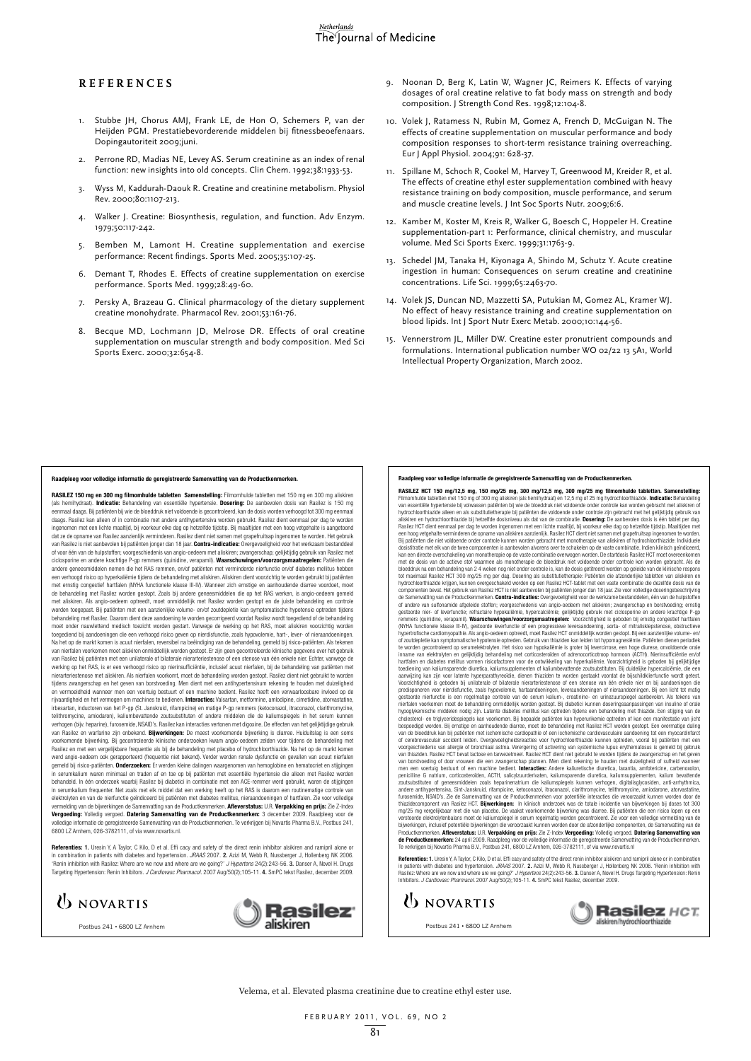## References

1. Stubbe JH, Chorus AMJ, Frank LE, de Hon O, Schemers P, van der Heijden PGM. Prestatiebevorderende middelen bij fitnessbeoefenaars. Dopingautoriteit 2009;juni.
2. Perrone RD, Madias NE, Levey AS. Serum creatinine as an index of renal function: new insights into old concepts. Clin Chem. 1992;38:1933-53.
3. Wyss M, Kaddurah-Daouk R. Creatine and creatinine metabolism. Physiol Rev. 2000;80:1107-213.
4. Walker J. Creatine: Biosynthesis, regulation, and function. Adv Enzym. 1979;50:117-242.
5. Bemben M, Lamont H. Creatine supplementation and exercise performance: Recent findings. Sports Med. 2005;35:107-25.
6. Demant T, Rhodes E. Effects of creatine supplementation on exercise performance. Sports Med. 1999;28:49-60.
7. Persky A, Brazeau G. Clinical pharmacology of the dietary supplement creatine monohydrate. Pharmacol Rev. 2001;53:161-76.
8. Becque MD, Lochmann JD, Melrose DR. Effects of oral creatine supplementation on muscular strength and body composition. Med Sci Sports Exerc. 2000;32:654-8.
9. Noonan D, Berg K, Latin W, Wagner JC, Reimers K. Effects of varying dosages of oral creatine relative to fat body mass on strength and body composition. J Strength Cond Res. 1998;12:104-8.
10. Volek J, Ratamess N, Rubin M, Gomez A, French D, McGuigan N. The effects of creatine supplementation on muscular performance and body composition responses to short-term resistance training overreaching. Eur J Appl Physiol. 2004;91: 628-37.
11. Spillane M, Schoch R, Cookel M, Harvey T, Greenwood M, Kreider R, et al. The effects of creatine ethyl ester supplementation combined with heavy resistance training on body composition, muscle performance, and serum and muscle creatine levels. J Int Soc Sports Nutr. 2009;6:6.
12. Kamber M, Koster M, Kreis R, Walker G, Boesch C, Hoppeler H. Creatine supplementation-part 1: Performance, clinical chemistry, and muscular volume. Med Sci Sports Exerc. 1999;31:1763-9.
13. Schedel JM, Tanaka H, Kiyonaga A, Shindo M, Schutz Y. Acute creatine ingestion in human: Consequences on serum creatine and creatinine concentrations. Life Sci. 1999;65:2463-70.
14. Volek JS, Duncan ND, Mazzetti SA, Putukian M, Gomez AL, Kramer WJ. No effect of heavy resistance training and creatine supplementation on blood lipids. Int J Sport Nutr Exerc Metab. 2000;10:144-56.
15. Vennerstrom JL, Miller DW. Creatine ester pronutrient compounds and formulations. International publication number WO 02/22 13 5A1, World Intellectual Property Organization, March 2002.

---

**Raadpleeg voor volledige informatie de geregistreerde Samenvatting van de Productkenmerken.**

**RASILEZ 150 mg en 300 mg filmomhulde tabletten**

**Referenties:** 1. Uresin Y, A Taylor, C Kilo, D et al. Efficacy and safety of the direct renin inhibitor aliskiren and ramipril alone or in combination in patients with diabetes and hypertension. *JRAAS* 2007. 2. Azizi M, Webb R, Nussberger J, Hollenberg NK 2006. "Renin inhibition with Rasilez: Where are we now and where are we going?" *J Hypertens* 24(2):243-56. 3. Danser A, Novel H. Drugs Targeting Hypertension: Renin Inhibitors. *J Cardiovasc Pharmacol.* 2007 Aug/50(2);105-11. 4. SmPC tekst Rasilez, december 2009.

NOVARTIS

Postbus 241 • 6800 LZ Arnhem

Rasilez aliskiren

---

**Raadpleeg voor volledige informatie de geregistreerde Samenvatting van de Productkenmerken.**

**RASILEZ HCT 150 mg/12,5 mg, 150 mg/25 mg, 300 mg/12,5 mg, 300 mg/25 mg filmomhulde tabletten.**

**Referenties:** 1. Uresin Y, A Taylor, C Kilo, D et al. Efficacy and safety of the direct renin inhibitor aliskiren and ramipril alone or in combination in patients with diabetes and hypertension. *JRAAS* 2007. 2. Azizi M, Webb R, Nussberger J, Hollenberg NK 2006. "Renin inhibition with Rasilez: Where are we now and where are we going?" *J Hypertens* 24(2):243-56. 3. Danser A, Novel H. Drugs Targeting Hypertension: Renin Inhibitors. *J Cardiovasc Pharmacol.* 2007 Aug/50(2);105-11. 4. SmPC tekst Rasilez, december 2009.

NOVARTIS

Postbus 241 • 6800 LZ Arnhem

Rasilez HCT aliskiren/hydrochloorthiazide